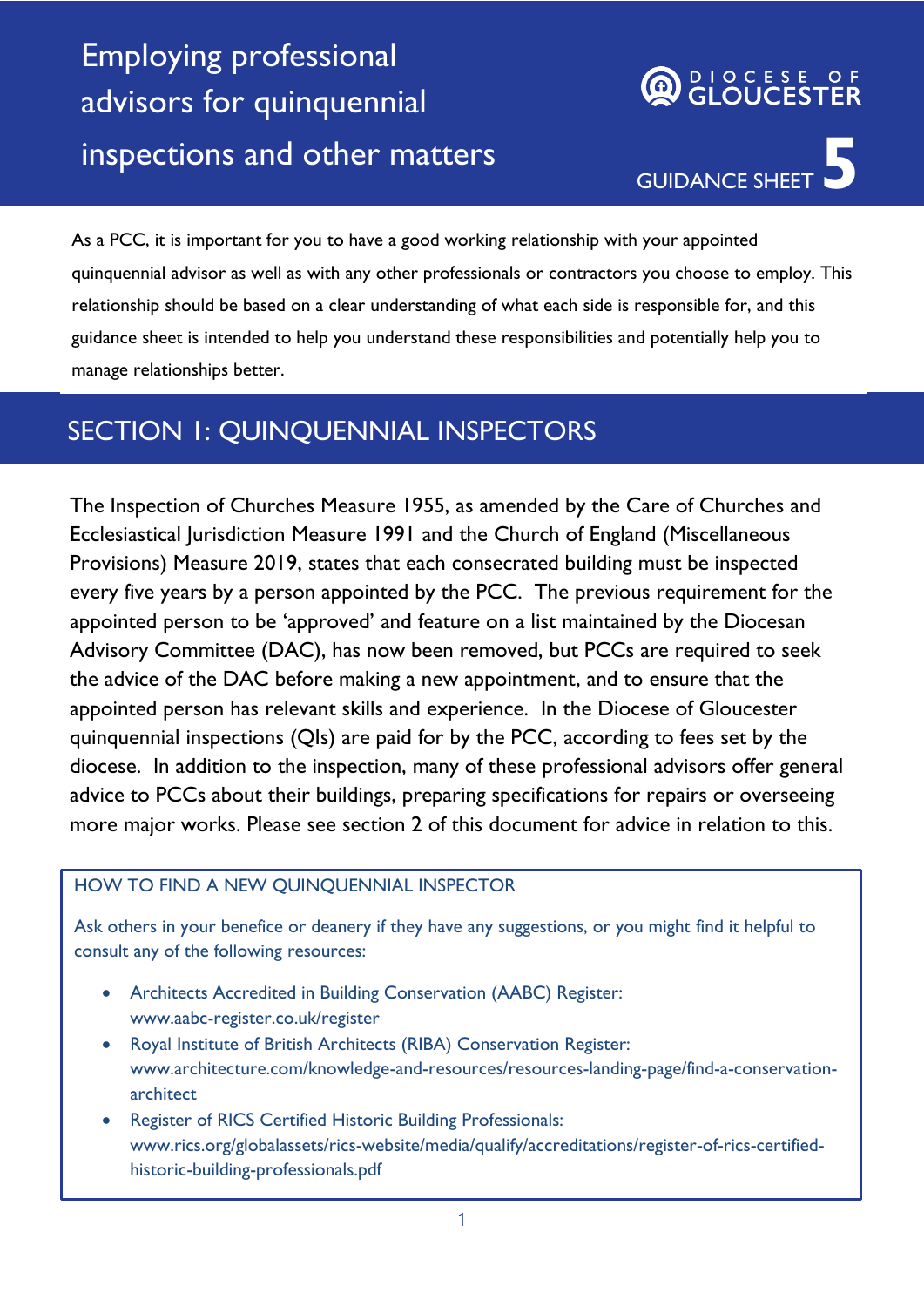# Employing professional advisors for quinquennial inspections and other matters

DIOCESE OF GLOUCESTER

GUIDANCE SHEET 5

As a PCC, it is important for you to have a good working relationship with your appointed quinquennial advisor as well as with any other professionals or contractors you choose to employ. This relationship should be based on a clear understanding of what each side is responsible for, and this guidance sheet is intended to help you understand these responsibilities and potentially help you to manage relationships better.

## SECTION 1: QUINQUENNIAL INSPECTORS

The Inspection of Churches Measure 1955, as amended by the Care of Churches and Ecclesiastical Jurisdiction Measure 1991 and the Church of England (Miscellaneous Provisions) Measure 2019, states that each consecrated building must be inspected every five years by a person appointed by the PCC. The previous requirement for the appointed person to be 'approved' and feature on a list maintained by the Diocesan Advisory Committee (DAC), has now been removed, but PCCs are required to seek the advice of the DAC before making a new appointment, and to ensure that the appointed person has relevant skills and experience. In the Diocese of Gloucester quinquennial inspections (QIs) are paid for by the PCC, according to fees set by the diocese. In addition to the inspection, many of these professional advisors offer general advice to PCCs about their buildings, preparing specifications for repairs or overseeing more major works. Please see section 2 of this document for advice in relation to this.

### HOW TO FIND A NEW QUINQUENNIAL INSPECTOR

Ask others in your benefice or deanery if they have any suggestions, or you might find it helpful to consult any of the following resources:

- Architects Accredited in Building Conservation (AABC) Register: www.aabc-register.co.uk/register
- Royal Institute of British Architects (RIBA) Conservation Register: www.architecture.com/knowledge-and-resources/resources-landing-page/find-a-conservation-architect
- Register of RICS Certified Historic Building Professionals: www.rics.org/globalassets/rics-website/media/qualify/accreditations/register-of-rics-certified-historic-building-professionals.pdf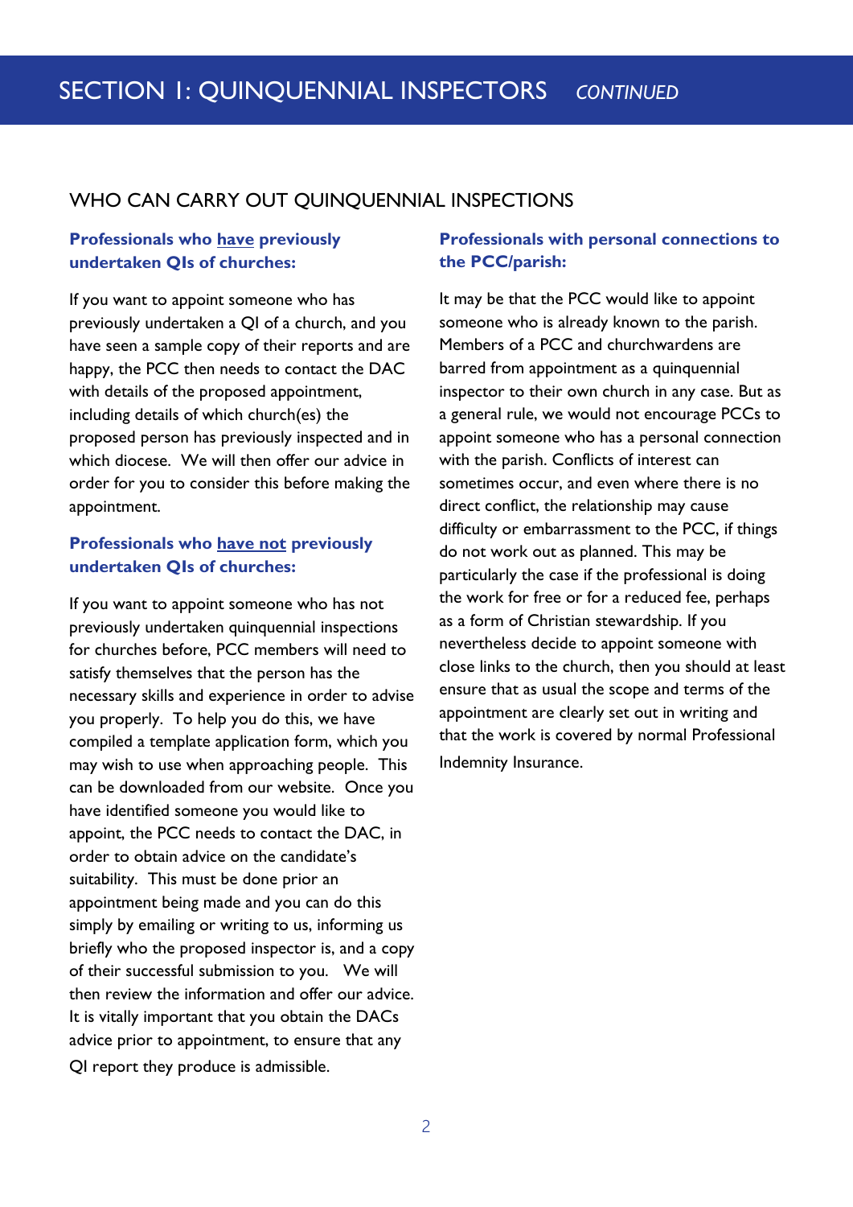# SECTION 1: QUINQUENNIAL INSPECTORS *CONTINUED*

## WHO CAN CARRY OUT QUINQUENNIAL INSPECTIONS

### Professionals who have previously undertaken QIs of churches:

If you want to appoint someone who has previously undertaken a QI of a church, and you have seen a sample copy of their reports and are happy, the PCC then needs to contact the DAC with details of the proposed appointment, including details of which church(es) the proposed person has previously inspected and in which diocese. We will then offer our advice in order for you to consider this before making the appointment.

### Professionals who have not previously undertaken QIs of churches:

If you want to appoint someone who has not previously undertaken quinquennial inspections for churches before, PCC members will need to satisfy themselves that the person has the necessary skills and experience in order to advise you properly. To help you do this, we have compiled a template application form, which you may wish to use when approaching people. This can be downloaded from our website. Once you have identified someone you would like to appoint, the PCC needs to contact the DAC, in order to obtain advice on the candidate's suitability. This must be done prior an appointment being made and you can do this simply by emailing or writing to us, informing us briefly who the proposed inspector is, and a copy of their successful submission to you. We will then review the information and offer our advice. It is vitally important that you obtain the DACs advice prior to appointment, to ensure that any QI report they produce is admissible.

### Professionals with personal connections to the PCC/parish:

It may be that the PCC would like to appoint someone who is already known to the parish. Members of a PCC and churchwardens are barred from appointment as a quinquennial inspector to their own church in any case. But as a general rule, we would not encourage PCCs to appoint someone who has a personal connection with the parish. Conflicts of interest can sometimes occur, and even where there is no direct conflict, the relationship may cause difficulty or embarrassment to the PCC, if things do not work out as planned. This may be particularly the case if the professional is doing the work for free or for a reduced fee, perhaps as a form of Christian stewardship. If you nevertheless decide to appoint someone with close links to the church, then you should at least ensure that as usual the scope and terms of the appointment are clearly set out in writing and that the work is covered by normal Professional Indemnity Insurance.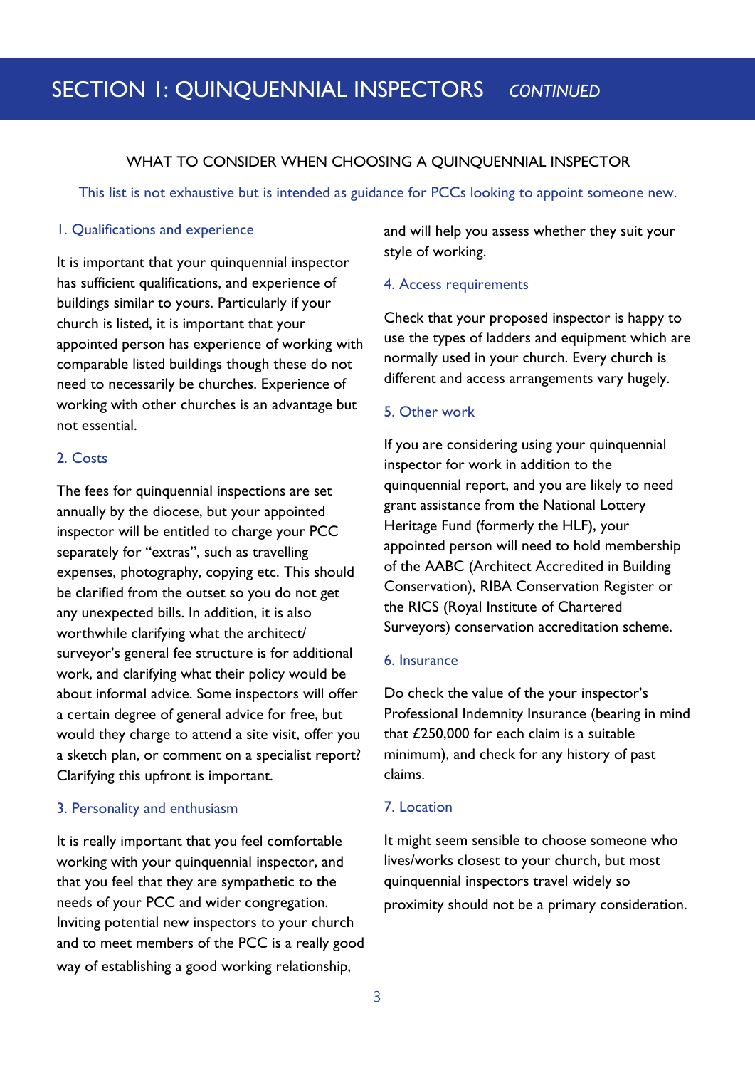# SECTION 1: QUINQUENNIAL INSPECTORS *CONTINUED*

## WHAT TO CONSIDER WHEN CHOOSING A QUINQUENNIAL INSPECTOR

This list is not exhaustive but is intended as guidance for PCCs looking to appoint someone new.

### 1. Qualifications and experience

It is important that your quinquennial inspector has sufficient qualifications, and experience of buildings similar to yours. Particularly if your church is listed, it is important that your appointed person has experience of working with comparable listed buildings though these do not need to necessarily be churches. Experience of working with other churches is an advantage but not essential.

### 2. Costs

The fees for quinquennial inspections are set annually by the diocese, but your appointed inspector will be entitled to charge your PCC separately for "extras", such as travelling expenses, photography, copying etc. This should be clarified from the outset so you do not get any unexpected bills. In addition, it is also worthwhile clarifying what the architect/surveyor's general fee structure is for additional work, and clarifying what their policy would be about informal advice. Some inspectors will offer a certain degree of general advice for free, but would they charge to attend a site visit, offer you a sketch plan, or comment on a specialist report? Clarifying this upfront is important.

### 3. Personality and enthusiasm

It is really important that you feel comfortable working with your quinquennial inspector, and that you feel that they are sympathetic to the needs of your PCC and wider congregation. Inviting potential new inspectors to your church and to meet members of the PCC is a really good way of establishing a good working relationship, and will help you assess whether they suit your style of working.

### 4. Access requirements

Check that your proposed inspector is happy to use the types of ladders and equipment which are normally used in your church. Every church is different and access arrangements vary hugely.

### 5. Other work

If you are considering using your quinquennial inspector for work in addition to the quinquennial report, and you are likely to need grant assistance from the National Lottery Heritage Fund (formerly the HLF), your appointed person will need to hold membership of the AABC (Architect Accredited in Building Conservation), RIBA Conservation Register or the RICS (Royal Institute of Chartered Surveyors) conservation accreditation scheme.

### 6. Insurance

Do check the value of the your inspector's Professional Indemnity Insurance (bearing in mind that £250,000 for each claim is a suitable minimum), and check for any history of past claims.

### 7. Location

It might seem sensible to choose someone who lives/works closest to your church, but most quinquennial inspectors travel widely so proximity should not be a primary consideration.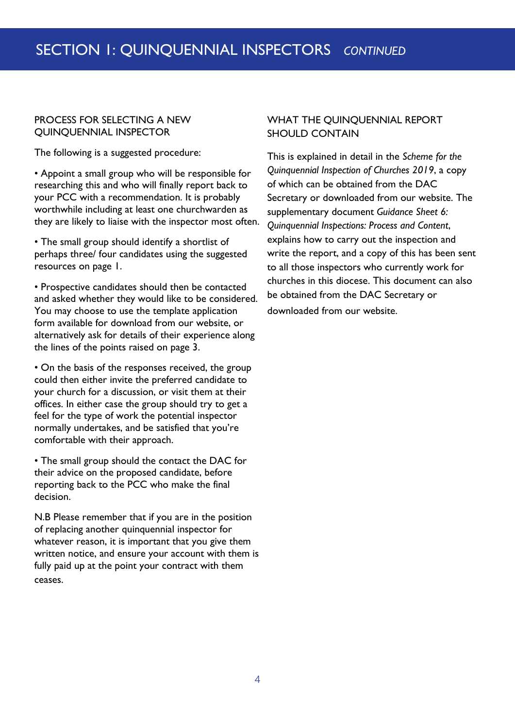# SECTION 1: QUINQUENNIAL INSPECTORS *CONTINUED*

## PROCESS FOR SELECTING A NEW QUINQUENNIAL INSPECTOR

The following is a suggested procedure:

• Appoint a small group who will be responsible for researching this and who will finally report back to your PCC with a recommendation. It is probably worthwhile including at least one churchwarden as they are likely to liaise with the inspector most often.

• The small group should identify a shortlist of perhaps three/ four candidates using the suggested resources on page 1.

• Prospective candidates should then be contacted and asked whether they would like to be considered. You may choose to use the template application form available for download from our website, or alternatively ask for details of their experience along the lines of the points raised on page 3.

• On the basis of the responses received, the group could then either invite the preferred candidate to your church for a discussion, or visit them at their offices. In either case the group should try to get a feel for the type of work the potential inspector normally undertakes, and be satisfied that you're comfortable with their approach.

• The small group should the contact the DAC for their advice on the proposed candidate, before reporting back to the PCC who make the final decision.

N.B Please remember that if you are in the position of replacing another quinquennial inspector for whatever reason, it is important that you give them written notice, and ensure your account with them is fully paid up at the point your contract with them ceases.

## WHAT THE QUINQUENNIAL REPORT SHOULD CONTAIN

This is explained in detail in the *Scheme for the Quinquennial Inspection of Churches 2019*, a copy of which can be obtained from the DAC Secretary or downloaded from our website. The supplementary document *Guidance Sheet 6: Quinquennial Inspections: Process and Content*, explains how to carry out the inspection and write the report, and a copy of this has been sent to all those inspectors who currently work for churches in this diocese. This document can also be obtained from the DAC Secretary or downloaded from our website.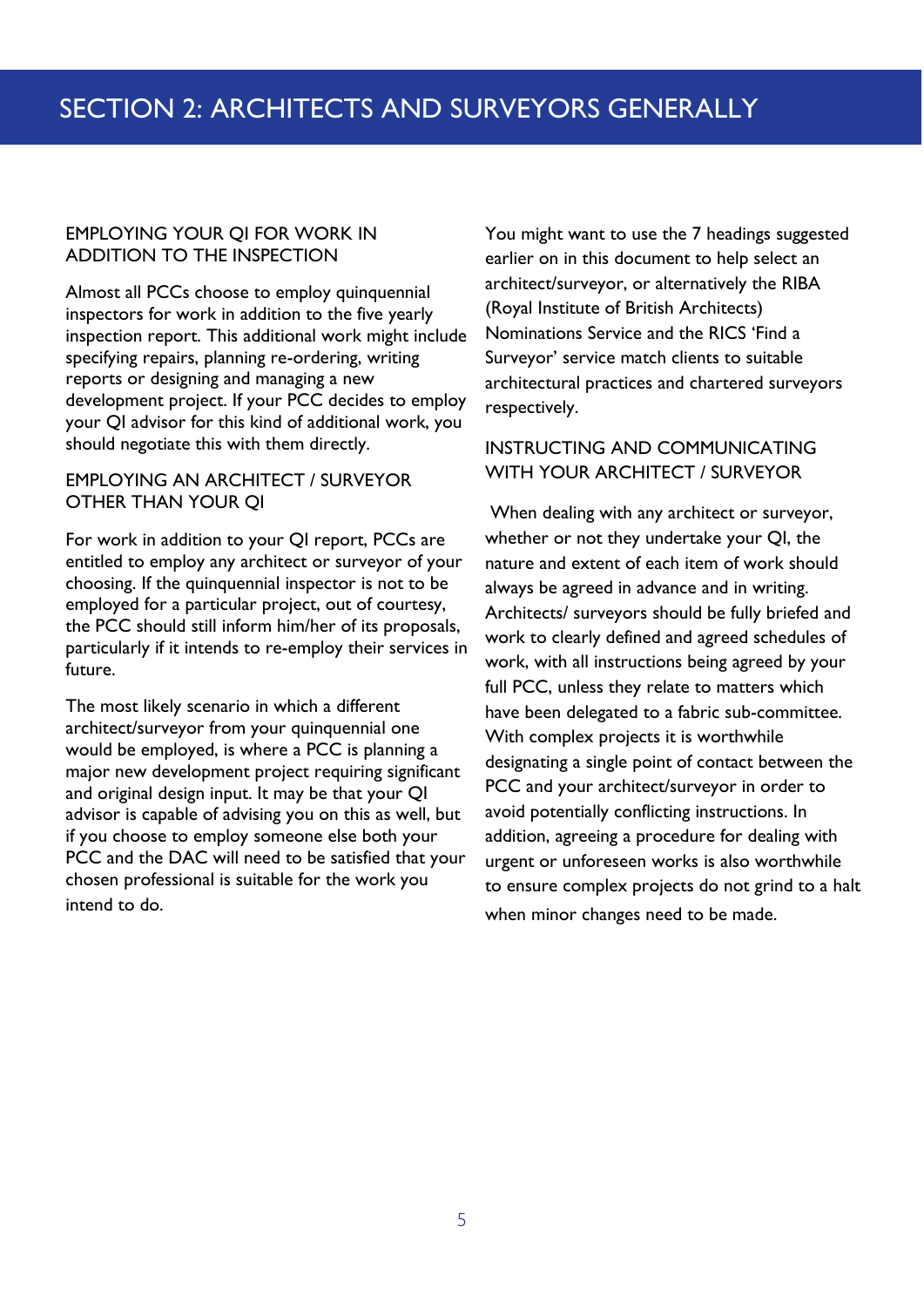# SECTION 2: ARCHITECTS AND SURVEYORS GENERALLY

## EMPLOYING YOUR QI FOR WORK IN ADDITION TO THE INSPECTION

Almost all PCCs choose to employ quinquennial inspectors for work in addition to the five yearly inspection report. This additional work might include specifying repairs, planning re-ordering, writing reports or designing and managing a new development project. If your PCC decides to employ your QI advisor for this kind of additional work, you should negotiate this with them directly.

## EMPLOYING AN ARCHITECT / SURVEYOR OTHER THAN YOUR QI

For work in addition to your QI report, PCCs are entitled to employ any architect or surveyor of your choosing. If the quinquennial inspector is not to be employed for a particular project, out of courtesy, the PCC should still inform him/her of its proposals, particularly if it intends to re-employ their services in future.

The most likely scenario in which a different architect/surveyor from your quinquennial one would be employed, is where a PCC is planning a major new development project requiring significant and original design input. It may be that your QI advisor is capable of advising you on this as well, but if you choose to employ someone else both your PCC and the DAC will need to be satisfied that your chosen professional is suitable for the work you intend to do.

You might want to use the 7 headings suggested earlier on in this document to help select an architect/surveyor, or alternatively the RIBA (Royal Institute of British Architects) Nominations Service and the RICS 'Find a Surveyor' service match clients to suitable architectural practices and chartered surveyors respectively.

## INSTRUCTING AND COMMUNICATING WITH YOUR ARCHITECT / SURVEYOR

When dealing with any architect or surveyor, whether or not they undertake your QI, the nature and extent of each item of work should always be agreed in advance and in writing. Architects/ surveyors should be fully briefed and work to clearly defined and agreed schedules of work, with all instructions being agreed by your full PCC, unless they relate to matters which have been delegated to a fabric sub-committee. With complex projects it is worthwhile designating a single point of contact between the PCC and your architect/surveyor in order to avoid potentially conflicting instructions. In addition, agreeing a procedure for dealing with urgent or unforeseen works is also worthwhile to ensure complex projects do not grind to a halt when minor changes need to be made.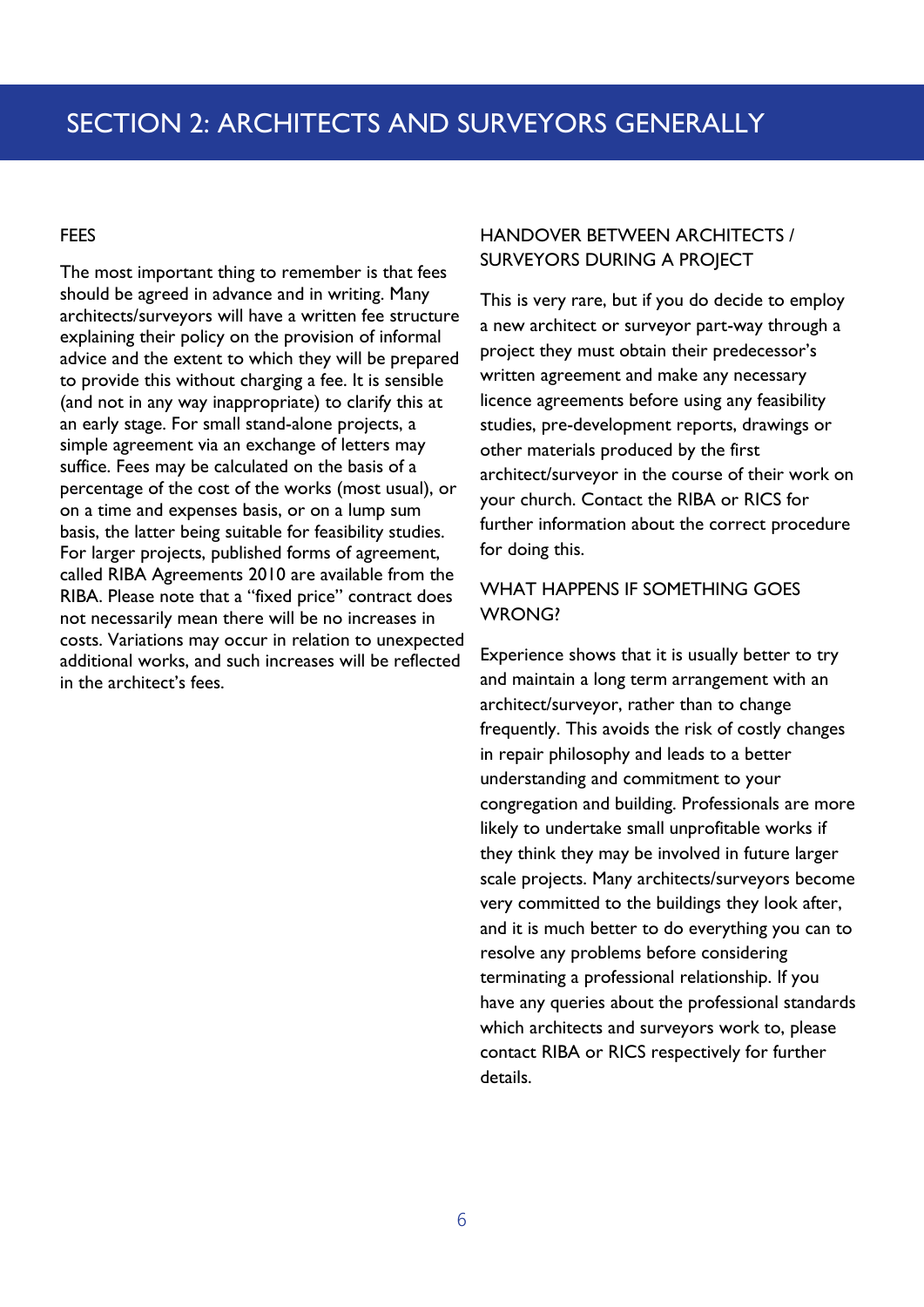# SECTION 2: ARCHITECTS AND SURVEYORS GENERALLY

## FEES

The most important thing to remember is that fees should be agreed in advance and in writing. Many architects/surveyors will have a written fee structure explaining their policy on the provision of informal advice and the extent to which they will be prepared to provide this without charging a fee. It is sensible (and not in any way inappropriate) to clarify this at an early stage. For small stand-alone projects, a simple agreement via an exchange of letters may suffice. Fees may be calculated on the basis of a percentage of the cost of the works (most usual), or on a time and expenses basis, or on a lump sum basis, the latter being suitable for feasibility studies. For larger projects, published forms of agreement, called RIBA Agreements 2010 are available from the RIBA. Please note that a "fixed price" contract does not necessarily mean there will be no increases in costs. Variations may occur in relation to unexpected additional works, and such increases will be reflected in the architect's fees.

## HANDOVER BETWEEN ARCHITECTS / SURVEYORS DURING A PROJECT

This is very rare, but if you do decide to employ a new architect or surveyor part-way through a project they must obtain their predecessor's written agreement and make any necessary licence agreements before using any feasibility studies, pre-development reports, drawings or other materials produced by the first architect/surveyor in the course of their work on your church. Contact the RIBA or RICS for further information about the correct procedure for doing this.

## WHAT HAPPENS IF SOMETHING GOES WRONG?

Experience shows that it is usually better to try and maintain a long term arrangement with an architect/surveyor, rather than to change frequently. This avoids the risk of costly changes in repair philosophy and leads to a better understanding and commitment to your congregation and building. Professionals are more likely to undertake small unprofitable works if they think they may be involved in future larger scale projects. Many architects/surveyors become very committed to the buildings they look after, and it is much better to do everything you can to resolve any problems before considering terminating a professional relationship. If you have any queries about the professional standards which architects and surveyors work to, please contact RIBA or RICS respectively for further details.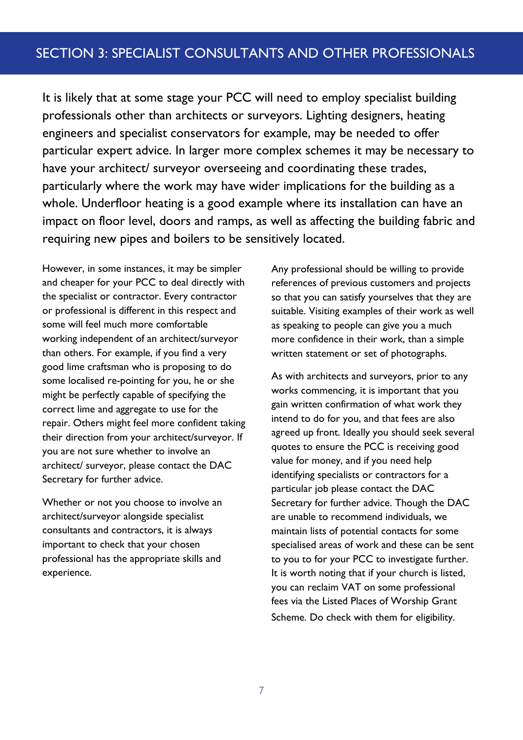## SECTION 3: SPECIALIST CONSULTANTS AND OTHER PROFESSIONALS

It is likely that at some stage your PCC will need to employ specialist building professionals other than architects or surveyors. Lighting designers, heating engineers and specialist conservators for example, may be needed to offer particular expert advice. In larger more complex schemes it may be necessary to have your architect/ surveyor overseeing and coordinating these trades, particularly where the work may have wider implications for the building as a whole. Underfloor heating is a good example where its installation can have an impact on floor level, doors and ramps, as well as affecting the building fabric and requiring new pipes and boilers to be sensitively located.

However, in some instances, it may be simpler and cheaper for your PCC to deal directly with the specialist or contractor. Every contractor or professional is different in this respect and some will feel much more comfortable working independent of an architect/surveyor than others. For example, if you find a very good lime craftsman who is proposing to do some localised re-pointing for you, he or she might be perfectly capable of specifying the correct lime and aggregate to use for the repair. Others might feel more confident taking their direction from your architect/surveyor. If you are not sure whether to involve an architect/ surveyor, please contact the DAC Secretary for further advice.

Whether or not you choose to involve an architect/surveyor alongside specialist consultants and contractors, it is always important to check that your chosen professional has the appropriate skills and experience.

Any professional should be willing to provide references of previous customers and projects so that you can satisfy yourselves that they are suitable. Visiting examples of their work as well as speaking to people can give you a much more confidence in their work, than a simple written statement or set of photographs.

As with architects and surveyors, prior to any works commencing, it is important that you gain written confirmation of what work they intend to do for you, and that fees are also agreed up front. Ideally you should seek several quotes to ensure the PCC is receiving good value for money, and if you need help identifying specialists or contractors for a particular job please contact the DAC Secretary for further advice. Though the DAC are unable to recommend individuals, we maintain lists of potential contacts for some specialised areas of work and these can be sent to you to for your PCC to investigate further. It is worth noting that if your church is listed, you can reclaim VAT on some professional fees via the Listed Places of Worship Grant Scheme. Do check with them for eligibility.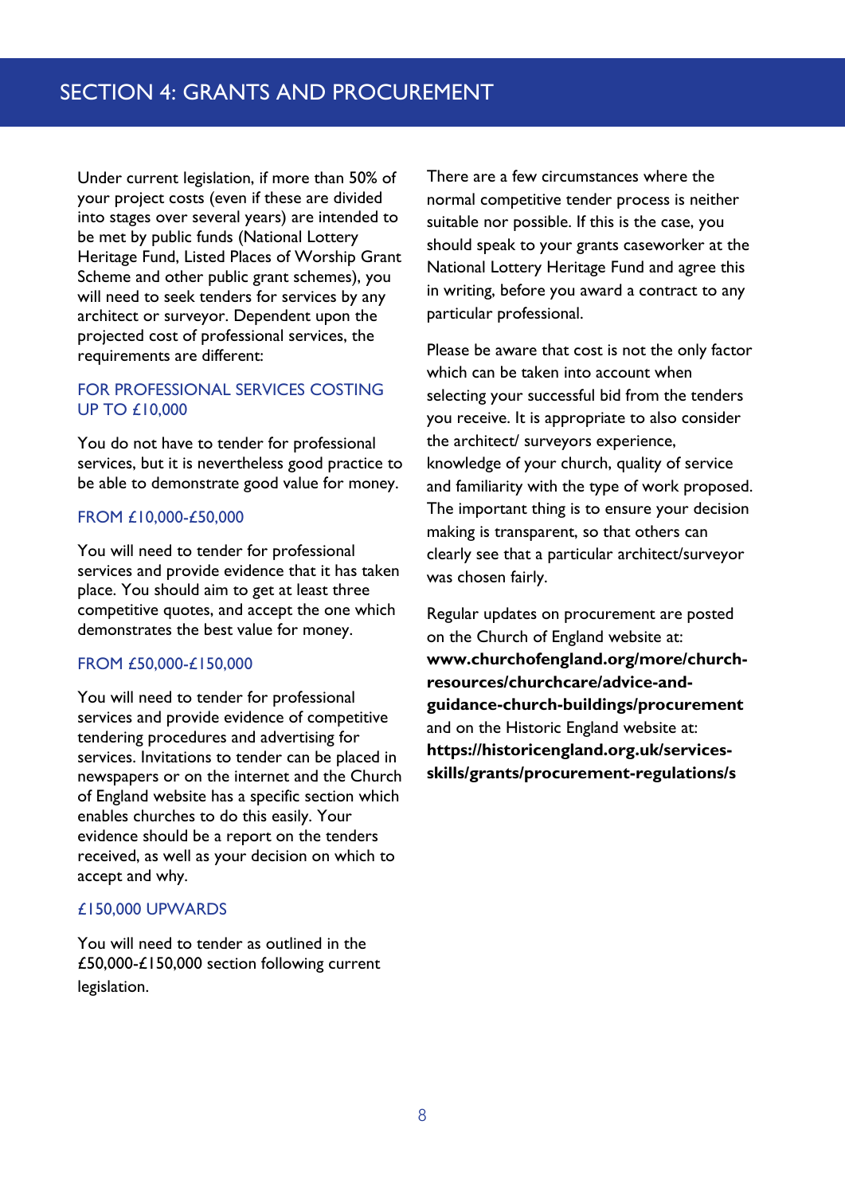# SECTION 4: GRANTS AND PROCUREMENT

Under current legislation, if more than 50% of your project costs (even if these are divided into stages over several years) are intended to be met by public funds (National Lottery Heritage Fund, Listed Places of Worship Grant Scheme and other public grant schemes), you will need to seek tenders for services by any architect or surveyor. Dependent upon the projected cost of professional services, the requirements are different:

### FOR PROFESSIONAL SERVICES COSTING UP TO £10,000

You do not have to tender for professional services, but it is nevertheless good practice to be able to demonstrate good value for money.

### FROM £10,000-£50,000

You will need to tender for professional services and provide evidence that it has taken place. You should aim to get at least three competitive quotes, and accept the one which demonstrates the best value for money.

### FROM £50,000-£150,000

You will need to tender for professional services and provide evidence of competitive tendering procedures and advertising for services. Invitations to tender can be placed in newspapers or on the internet and the Church of England website has a specific section which enables churches to do this easily. Your evidence should be a report on the tenders received, as well as your decision on which to accept and why.

### £150,000 UPWARDS

You will need to tender as outlined in the £50,000-£150,000 section following current legislation.

There are a few circumstances where the normal competitive tender process is neither suitable nor possible. If this is the case, you should speak to your grants caseworker at the National Lottery Heritage Fund and agree this in writing, before you award a contract to any particular professional.

Please be aware that cost is not the only factor which can be taken into account when selecting your successful bid from the tenders you receive. It is appropriate to also consider the architect/ surveyors experience, knowledge of your church, quality of service and familiarity with the type of work proposed. The important thing is to ensure your decision making is transparent, so that others can clearly see that a particular architect/surveyor was chosen fairly.

Regular updates on procurement are posted on the Church of England website at: **www.churchofengland.org/more/church-resources/churchcare/advice-and-guidance-church-buildings/procurement** and on the Historic England website at: **https://historicengland.org.uk/services-skills/grants/procurement-regulations/s**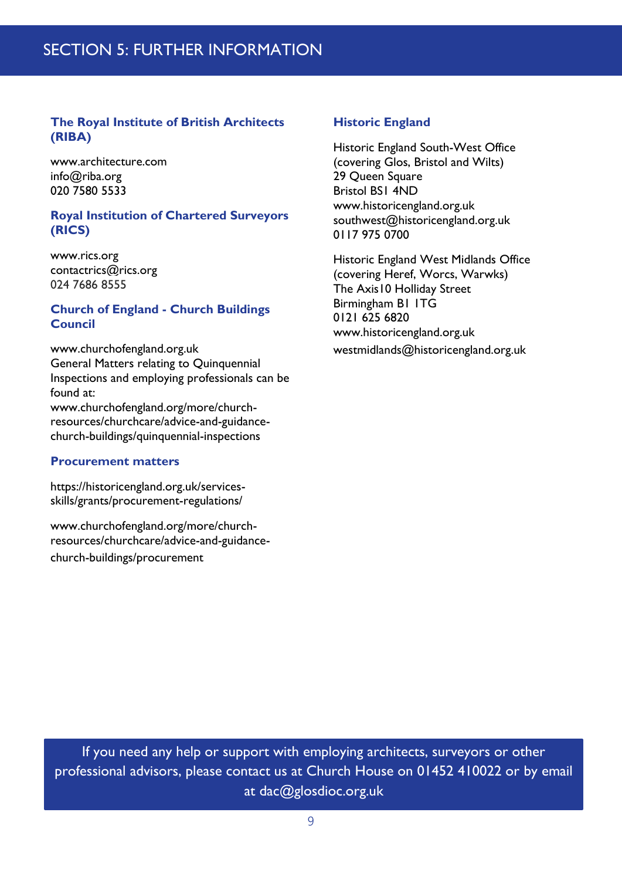# SECTION 5: FURTHER INFORMATION

### The Royal Institute of British Architects (RIBA)

www.architecture.com
info@riba.org
020 7580 5533

### Royal Institution of Chartered Surveyors (RICS)

www.rics.org
contactrics@rics.org
024 7686 8555

### Church of England - Church Buildings Council

www.churchofengland.org.uk
General Matters relating to Quinquennial Inspections and employing professionals can be found at:
www.churchofengland.org/more/church-resources/churchcare/advice-and-guidance-church-buildings/quinquennial-inspections

### Procurement matters

https://historicengland.org.uk/services-skills/grants/procurement-regulations/

www.churchofengland.org/more/church-resources/churchcare/advice-and-guidance-church-buildings/procurement

### Historic England

Historic England South-West Office
(covering Glos, Bristol and Wilts)
29 Queen Square
Bristol BS1 4ND
www.historicengland.org.uk
southwest@historicengland.org.uk
0117 975 0700

Historic England West Midlands Office
(covering Heref, Worcs, Warwks)
The Axis10 Holliday Street
Birmingham B1 1TG
0121 625 6820
www.historicengland.org.uk
westmidlands@historicengland.org.uk

If you need any help or support with employing architects, surveyors or other professional advisors, please contact us at Church House on 01452 410022 or by email at dac@glosdioc.org.uk